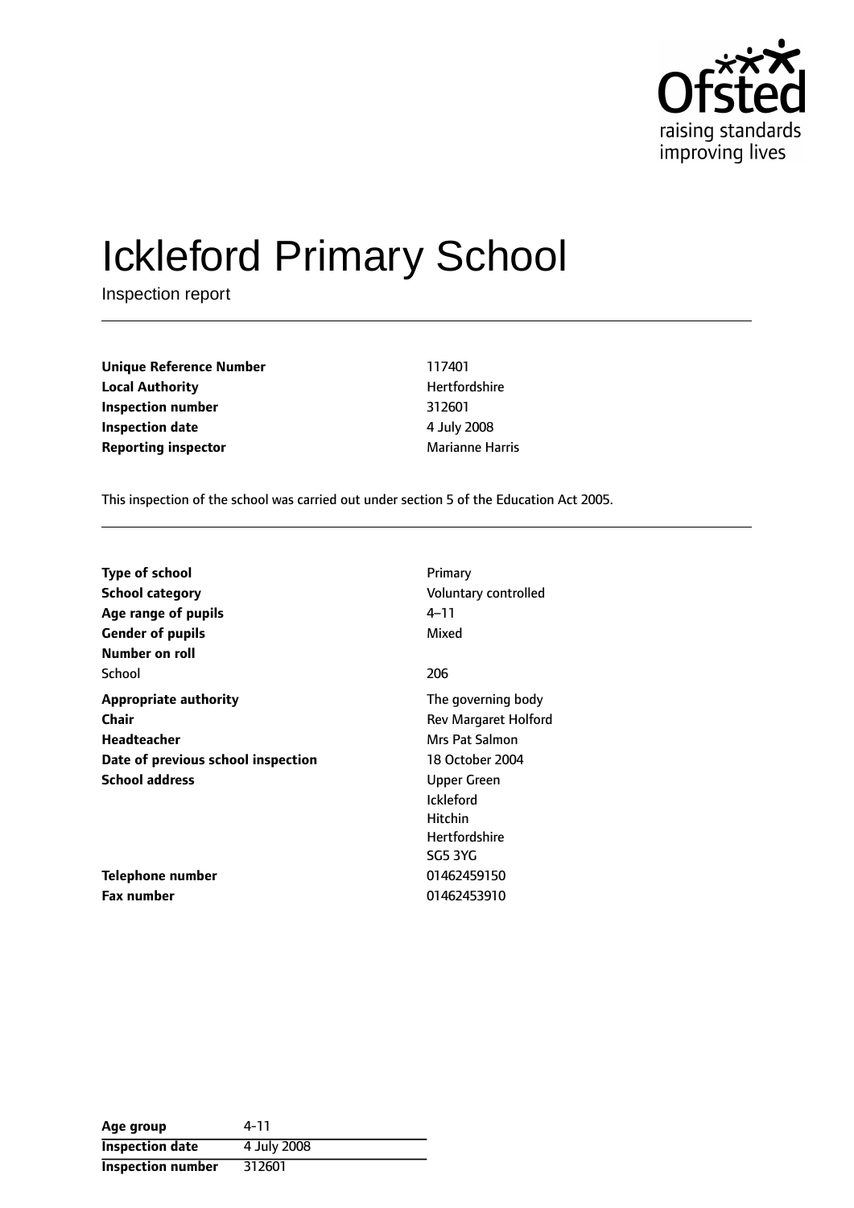Ofsted raising standards improving lives

# Ickleford Primary School

Inspection report

| | |
|---|---|
| **Unique Reference Number** | 117401 |
| **Local Authority** | Hertfordshire |
| **Inspection number** | 312601 |
| **Inspection date** | 4 July 2008 |
| **Reporting inspector** | Marianne Harris |

This inspection of the school was carried out under section 5 of the Education Act 2005.

| | |
|---|---|
| **Type of school** | Primary |
| **School category** | Voluntary controlled |
| **Age range of pupils** | 4–11 |
| **Gender of pupils** | Mixed |
| **Number on roll** | |
| School | 206 |
| **Appropriate authority** | The governing body |
| **Chair** | Rev Margaret Holford |
| **Headteacher** | Mrs Pat Salmon |
| **Date of previous school inspection** | 18 October 2004 |
| **School address** | Upper Green<br>Ickleford<br>Hitchin<br>Hertfordshire<br>SG5 3YG |
| **Telephone number** | 01462459150 |
| **Fax number** | 01462453910 |

| | |
|---|---|
| **Age group** | 4-11 |
| **Inspection date** | 4 July 2008 |
| **Inspection number** | 312601 |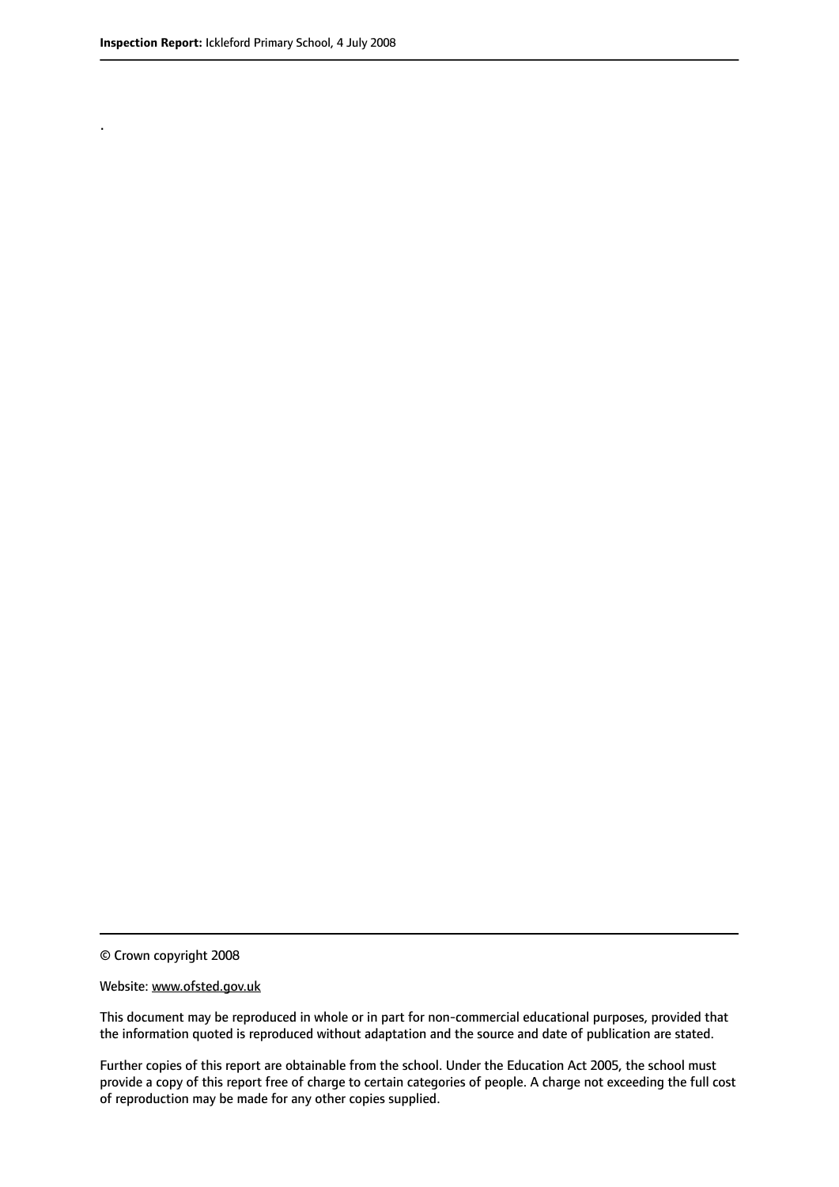.

© Crown copyright 2008

Website: www.ofsted.gov.uk

This document may be reproduced in whole or in part for non-commercial educational purposes, provided that the information quoted is reproduced without adaptation and the source and date of publication are stated.

Further copies of this report are obtainable from the school. Under the Education Act 2005, the school must provide a copy of this report free of charge to certain categories of people. A charge not exceeding the full cost of reproduction may be made for any other copies supplied.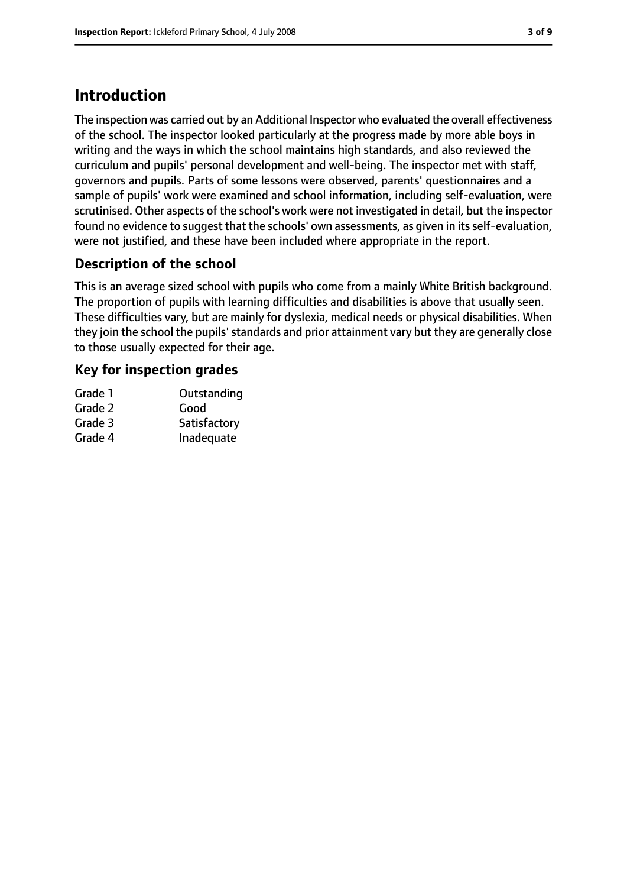## Introduction

The inspection was carried out by an Additional Inspector who evaluated the overall effectiveness of the school. The inspector looked particularly at the progress made by more able boys in writing and the ways in which the school maintains high standards, and also reviewed the curriculum and pupils' personal development and well-being. The inspector met with staff, governors and pupils. Parts of some lessons were observed, parents' questionnaires and a sample of pupils' work were examined and school information, including self-evaluation, were scrutinised. Other aspects of the school's work were not investigated in detail, but the inspector found no evidence to suggest that the schools' own assessments, as given in its self-evaluation, were not justified, and these have been included where appropriate in the report.

### Description of the school

This is an average sized school with pupils who come from a mainly White British background. The proportion of pupils with learning difficulties and disabilities is above that usually seen. These difficulties vary, but are mainly for dyslexia, medical needs or physical disabilities. When they join the school the pupils' standards and prior attainment vary but they are generally close to those usually expected for their age.

### Key for inspection grades

| | |
|---|---|
| Grade 1 | Outstanding |
| Grade 2 | Good |
| Grade 3 | Satisfactory |
| Grade 4 | Inadequate |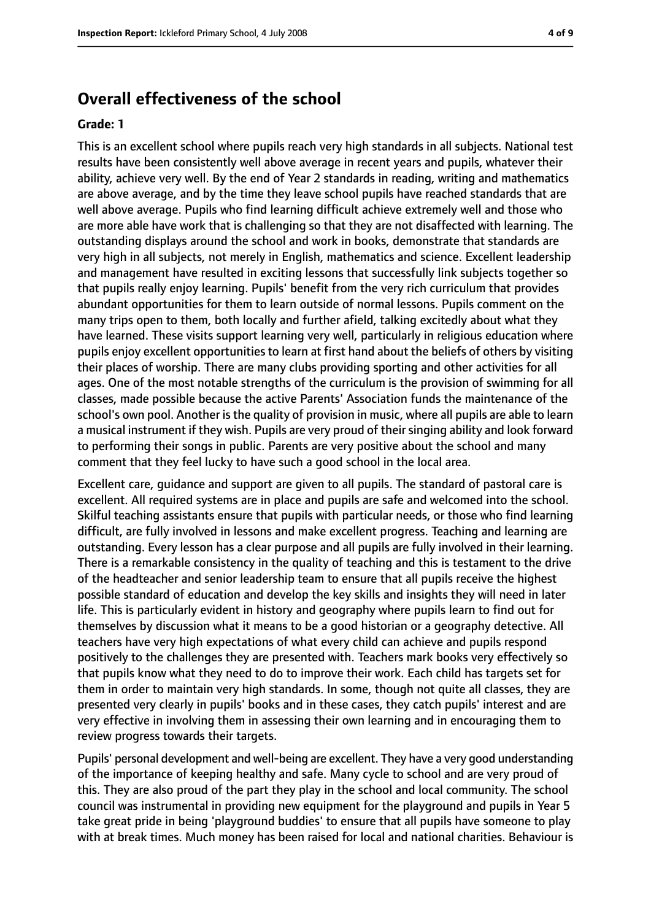## Overall effectiveness of the school

**Grade: 1**

This is an excellent school where pupils reach very high standards in all subjects. National test results have been consistently well above average in recent years and pupils, whatever their ability, achieve very well. By the end of Year 2 standards in reading, writing and mathematics are above average, and by the time they leave school pupils have reached standards that are well above average. Pupils who find learning difficult achieve extremely well and those who are more able have work that is challenging so that they are not disaffected with learning. The outstanding displays around the school and work in books, demonstrate that standards are very high in all subjects, not merely in English, mathematics and science. Excellent leadership and management have resulted in exciting lessons that successfully link subjects together so that pupils really enjoy learning. Pupils' benefit from the very rich curriculum that provides abundant opportunities for them to learn outside of normal lessons. Pupils comment on the many trips open to them, both locally and further afield, talking excitedly about what they have learned. These visits support learning very well, particularly in religious education where pupils enjoy excellent opportunities to learn at first hand about the beliefs of others by visiting their places of worship. There are many clubs providing sporting and other activities for all ages. One of the most notable strengths of the curriculum is the provision of swimming for all classes, made possible because the active Parents' Association funds the maintenance of the school's own pool. Another is the quality of provision in music, where all pupils are able to learn a musical instrument if they wish. Pupils are very proud of their singing ability and look forward to performing their songs in public. Parents are very positive about the school and many comment that they feel lucky to have such a good school in the local area.

Excellent care, guidance and support are given to all pupils. The standard of pastoral care is excellent. All required systems are in place and pupils are safe and welcomed into the school. Skilful teaching assistants ensure that pupils with particular needs, or those who find learning difficult, are fully involved in lessons and make excellent progress. Teaching and learning are outstanding. Every lesson has a clear purpose and all pupils are fully involved in their learning. There is a remarkable consistency in the quality of teaching and this is testament to the drive of the headteacher and senior leadership team to ensure that all pupils receive the highest possible standard of education and develop the key skills and insights they will need in later life. This is particularly evident in history and geography where pupils learn to find out for themselves by discussion what it means to be a good historian or a geography detective. All teachers have very high expectations of what every child can achieve and pupils respond positively to the challenges they are presented with. Teachers mark books very effectively so that pupils know what they need to do to improve their work. Each child has targets set for them in order to maintain very high standards. In some, though not quite all classes, they are presented very clearly in pupils' books and in these cases, they catch pupils' interest and are very effective in involving them in assessing their own learning and in encouraging them to review progress towards their targets.

Pupils' personal development and well-being are excellent. They have a very good understanding of the importance of keeping healthy and safe. Many cycle to school and are very proud of this. They are also proud of the part they play in the school and local community. The school council was instrumental in providing new equipment for the playground and pupils in Year 5 take great pride in being 'playground buddies' to ensure that all pupils have someone to play with at break times. Much money has been raised for local and national charities. Behaviour is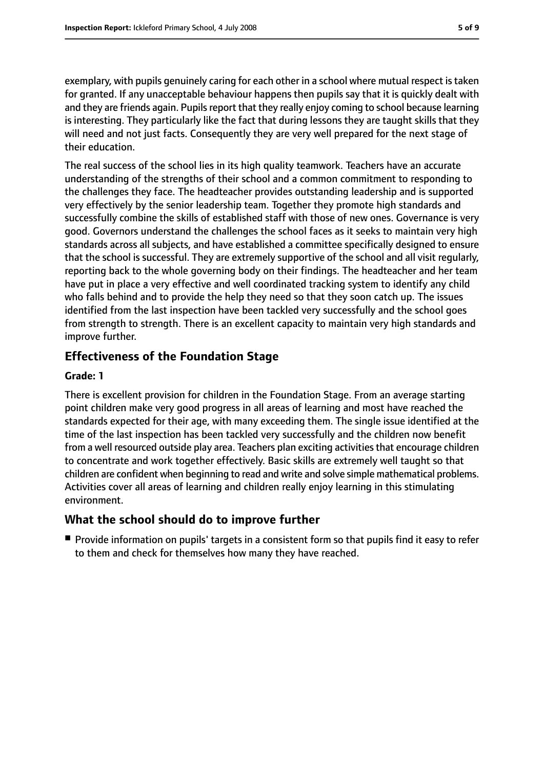exemplary, with pupils genuinely caring for each other in a school where mutual respect is taken for granted. If any unacceptable behaviour happens then pupils say that it is quickly dealt with and they are friends again. Pupils report that they really enjoy coming to school because learning is interesting. They particularly like the fact that during lessons they are taught skills that they will need and not just facts. Consequently they are very well prepared for the next stage of their education.

The real success of the school lies in its high quality teamwork. Teachers have an accurate understanding of the strengths of their school and a common commitment to responding to the challenges they face. The headteacher provides outstanding leadership and is supported very effectively by the senior leadership team. Together they promote high standards and successfully combine the skills of established staff with those of new ones. Governance is very good. Governors understand the challenges the school faces as it seeks to maintain very high standards across all subjects, and have established a committee specifically designed to ensure that the school is successful. They are extremely supportive of the school and all visit regularly, reporting back to the whole governing body on their findings. The headteacher and her team have put in place a very effective and well coordinated tracking system to identify any child who falls behind and to provide the help they need so that they soon catch up. The issues identified from the last inspection have been tackled very successfully and the school goes from strength to strength. There is an excellent capacity to maintain very high standards and improve further.

## Effectiveness of the Foundation Stage

**Grade: 1**

There is excellent provision for children in the Foundation Stage. From an average starting point children make very good progress in all areas of learning and most have reached the standards expected for their age, with many exceeding them. The single issue identified at the time of the last inspection has been tackled very successfully and the children now benefit from a well resourced outside play area. Teachers plan exciting activities that encourage children to concentrate and work together effectively. Basic skills are extremely well taught so that children are confident when beginning to read and write and solve simple mathematical problems. Activities cover all areas of learning and children really enjoy learning in this stimulating environment.

## What the school should do to improve further

- Provide information on pupils' targets in a consistent form so that pupils find it easy to refer to them and check for themselves how many they have reached.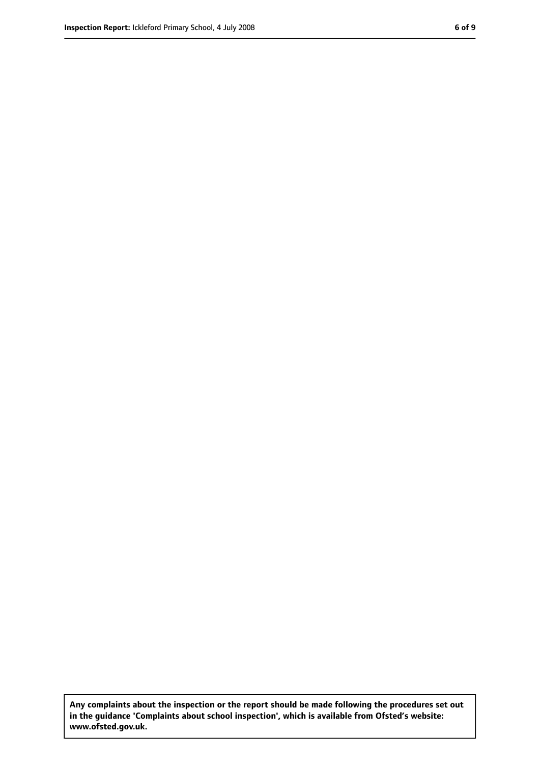**Any complaints about the inspection or the report should be made following the procedures set out in the guidance 'Complaints about school inspection', which is available from Ofsted's website: www.ofsted.gov.uk.**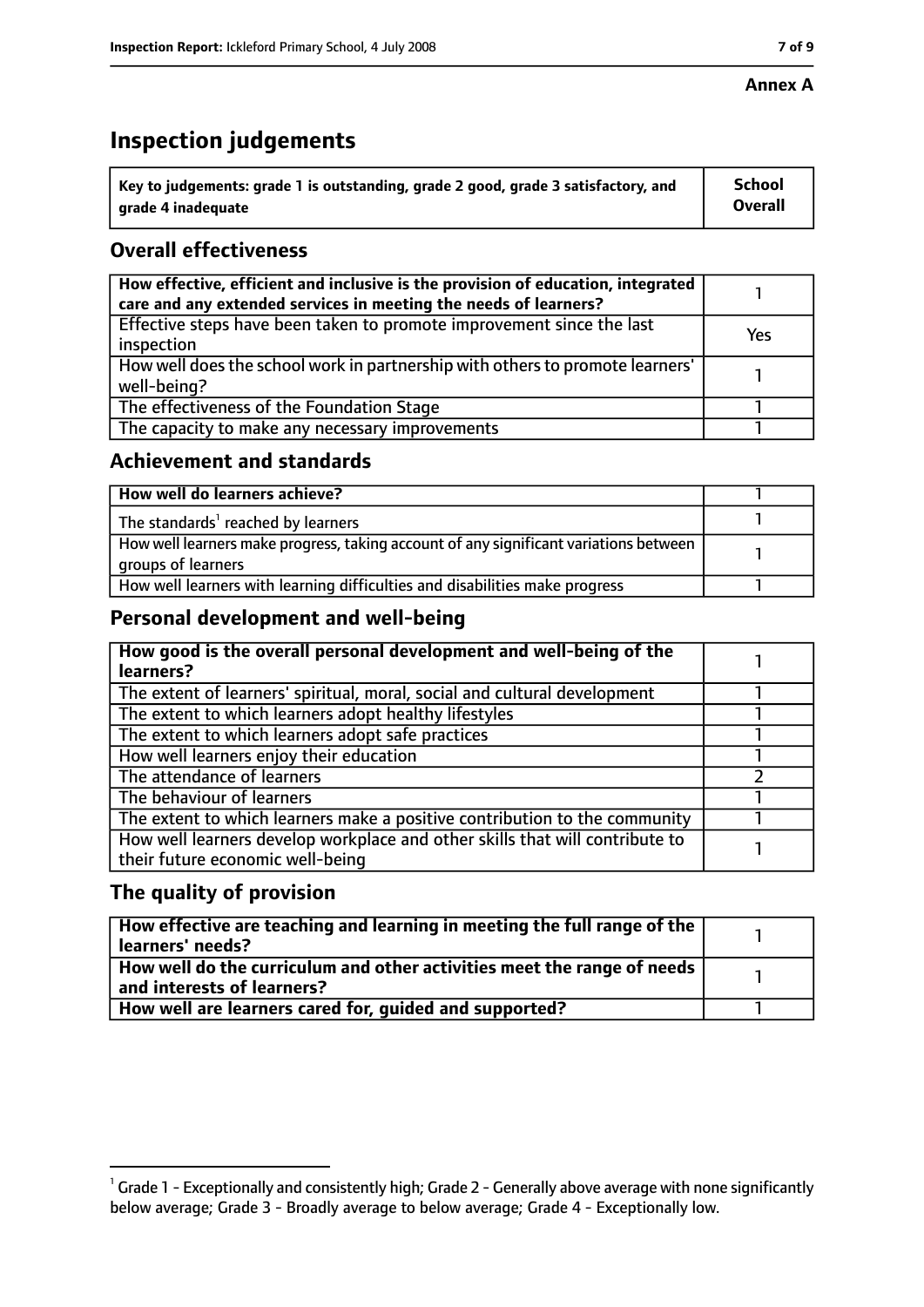**Annex A**

# Inspection judgements

| Key to judgements: grade 1 is outstanding, grade 2 good, grade 3 satisfactory, and grade 4 inadequate | School Overall |
|---|---|

## Overall effectiveness

| | |
|---|---|
| How effective, efficient and inclusive is the provision of education, integrated care and any extended services in meeting the needs of learners? | 1 |
| Effective steps have been taken to promote improvement since the last inspection | Yes |
| How well does the school work in partnership with others to promote learners' well-being? | 1 |
| The effectiveness of the Foundation Stage | 1 |
| The capacity to make any necessary improvements | 1 |

## Achievement and standards

| | |
|---|---|
| How well do learners achieve? | 1 |
| The standards[1] reached by learners | 1 |
| How well learners make progress, taking account of any significant variations between groups of learners | 1 |
| How well learners with learning difficulties and disabilities make progress | 1 |

## Personal development and well-being

| | |
|---|---|
| How good is the overall personal development and well-being of the learners? | 1 |
| The extent of learners' spiritual, moral, social and cultural development | 1 |
| The extent to which learners adopt healthy lifestyles | 1 |
| The extent to which learners adopt safe practices | 1 |
| How well learners enjoy their education | 1 |
| The attendance of learners | 2 |
| The behaviour of learners | 1 |
| The extent to which learners make a positive contribution to the community | 1 |
| How well learners develop workplace and other skills that will contribute to their future economic well-being | 1 |

## The quality of provision

| | |
|---|---|
| How effective are teaching and learning in meeting the full range of the learners' needs? | 1 |
| How well do the curriculum and other activities meet the range of needs and interests of learners? | 1 |
| How well are learners cared for, guided and supported? | 1 |

[1] Grade 1 - Exceptionally and consistently high; Grade 2 - Generally above average with none significantly below average; Grade 3 - Broadly average to below average; Grade 4 - Exceptionally low.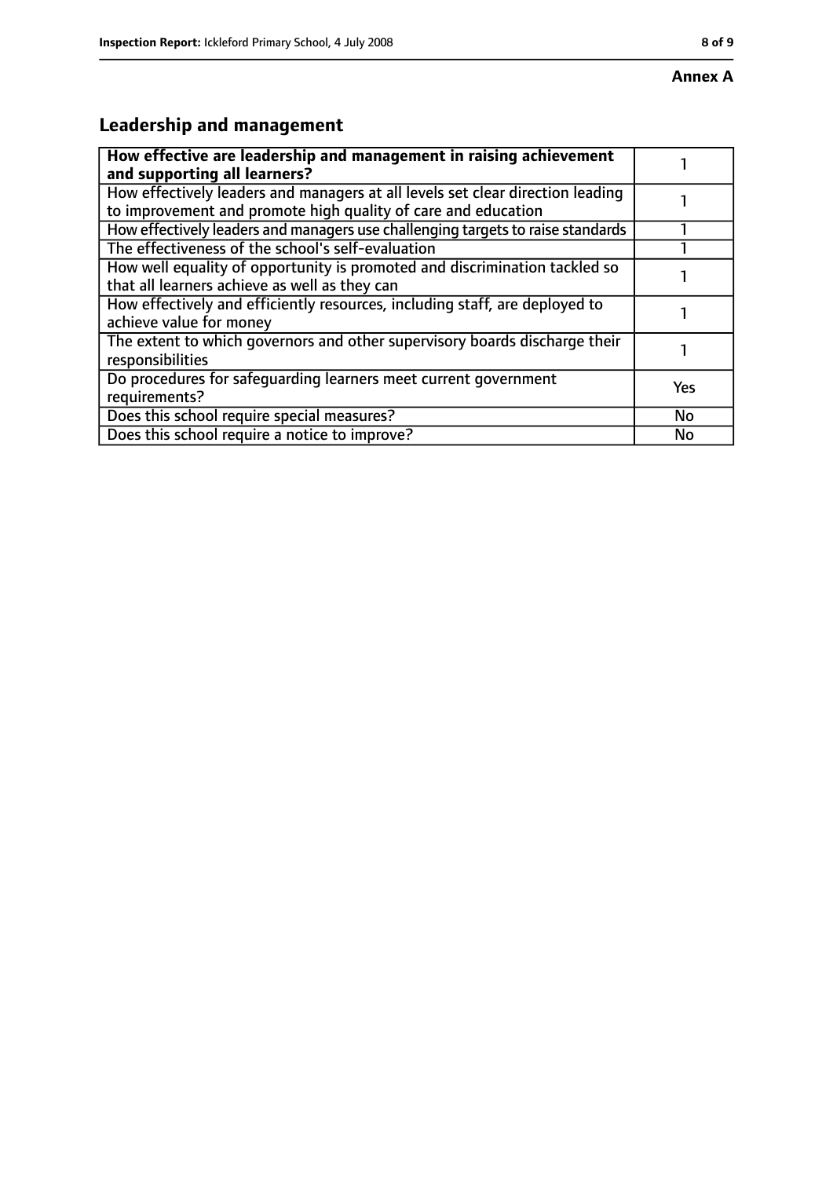**Annex A**

## Leadership and management

| | |
|---|---|
| **How effective are leadership and management in raising achievement and supporting all learners?** | 1 |
| How effectively leaders and managers at all levels set clear direction leading to improvement and promote high quality of care and education | 1 |
| How effectively leaders and managers use challenging targets to raise standards | 1 |
| The effectiveness of the school's self-evaluation | 1 |
| How well equality of opportunity is promoted and discrimination tackled so that all learners achieve as well as they can | 1 |
| How effectively and efficiently resources, including staff, are deployed to achieve value for money | 1 |
| The extent to which governors and other supervisory boards discharge their responsibilities | 1 |
| Do procedures for safeguarding learners meet current government requirements? | Yes |
| Does this school require special measures? | No |
| Does this school require a notice to improve? | No |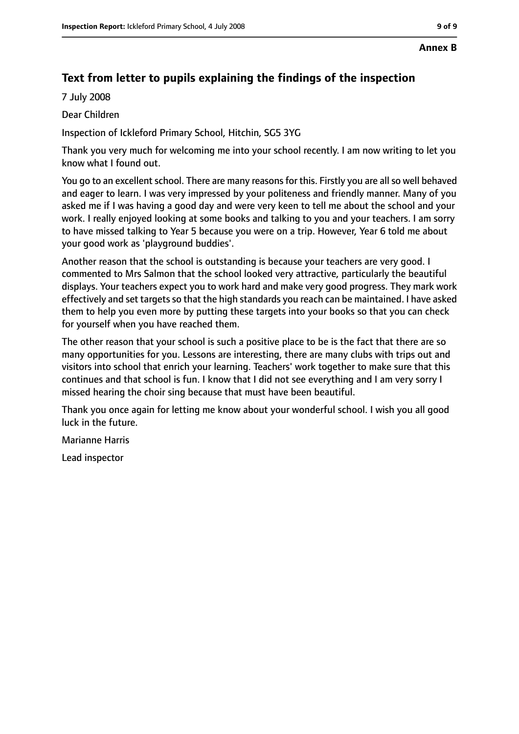**Annex B**

## Text from letter to pupils explaining the findings of the inspection

7 July 2008

Dear Children

Inspection of Ickleford Primary School, Hitchin, SG5 3YG

Thank you very much for welcoming me into your school recently. I am now writing to let you know what I found out.

You go to an excellent school. There are many reasons for this. Firstly you are all so well behaved and eager to learn. I was very impressed by your politeness and friendly manner. Many of you asked me if I was having a good day and were very keen to tell me about the school and your work. I really enjoyed looking at some books and talking to you and your teachers. I am sorry to have missed talking to Year 5 because you were on a trip. However, Year 6 told me about your good work as 'playground buddies'.

Another reason that the school is outstanding is because your teachers are very good. I commented to Mrs Salmon that the school looked very attractive, particularly the beautiful displays. Your teachers expect you to work hard and make very good progress. They mark work effectively and set targets so that the high standards you reach can be maintained. I have asked them to help you even more by putting these targets into your books so that you can check for yourself when you have reached them.

The other reason that your school is such a positive place to be is the fact that there are so many opportunities for you. Lessons are interesting, there are many clubs with trips out and visitors into school that enrich your learning. Teachers' work together to make sure that this continues and that school is fun. I know that I did not see everything and I am very sorry I missed hearing the choir sing because that must have been beautiful.

Thank you once again for letting me know about your wonderful school. I wish you all good luck in the future.

Marianne Harris

Lead inspector